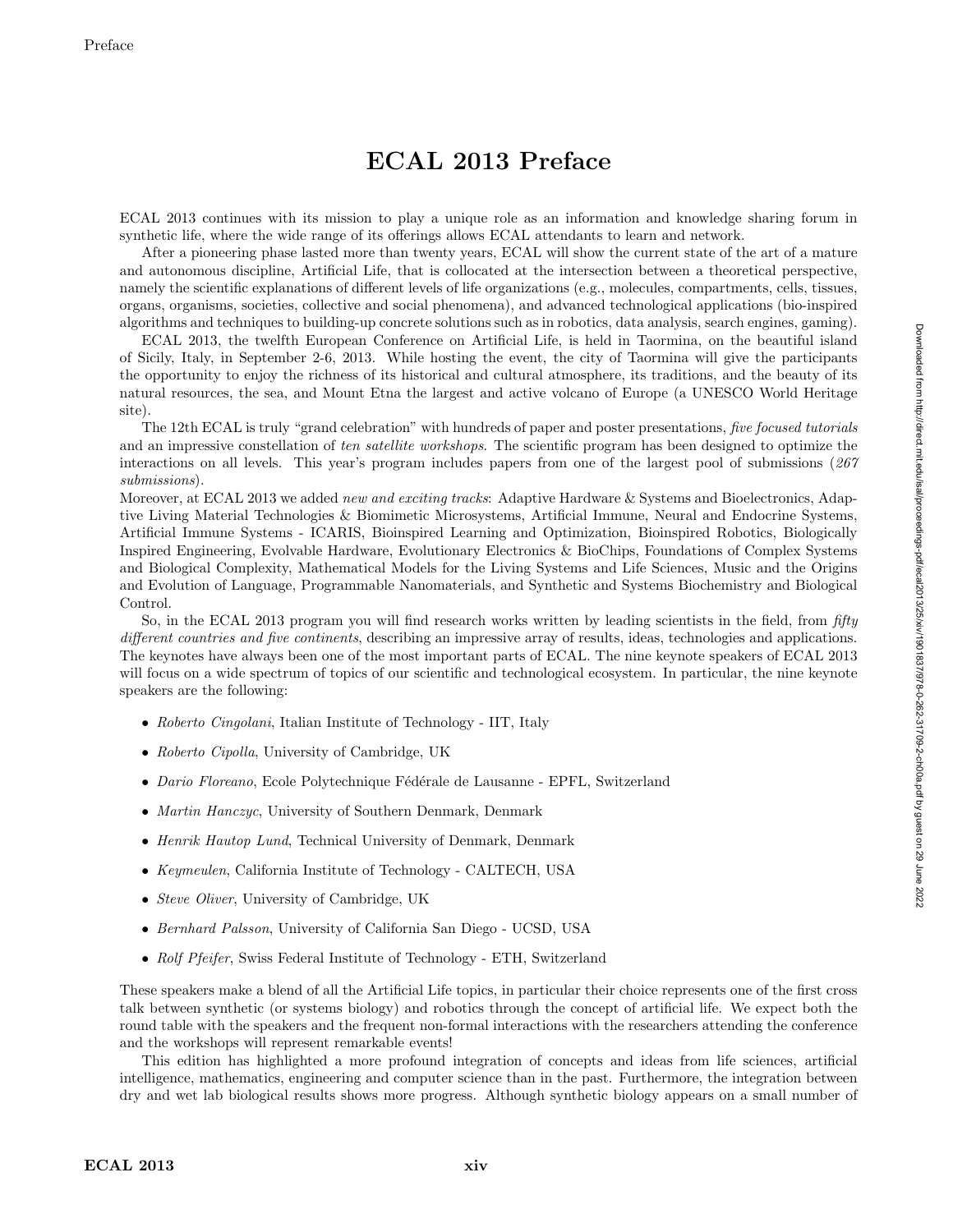# ECAL 2013 Preface

ECAL 2013 continues with its mission to play a unique role as an information and knowledge sharing forum in synthetic life, where the wide range of its offerings allows ECAL attendants to learn and network.

After a pioneering phase lasted more than twenty years, ECAL will show the current state of the art of a mature and autonomous discipline, Artificial Life, that is collocated at the intersection between a theoretical perspective, namely the scientific explanations of different levels of life organizations (e.g., molecules, compartments, cells, tissues, organs, organisms, societies, collective and social phenomena), and advanced technological applications (bio-inspired algorithms and techniques to building-up concrete solutions such as in robotics, data analysis, search engines, gaming).

ECAL 2013, the twelfth European Conference on Artificial Life, is held in Taormina, on the beautiful island of Sicily, Italy, in September 2-6, 2013. While hosting the event, the city of Taormina will give the participants the opportunity to enjoy the richness of its historical and cultural atmosphere, its traditions, and the beauty of its natural resources, the sea, and Mount Etna the largest and active volcano of Europe (a UNESCO World Heritage site).

The 12th ECAL is truly "grand celebration" with hundreds of paper and poster presentations, *five focused tutorials* and an impressive constellation of *ten satellite workshops*. The scientific program has been designed to optimize the interactions on all levels. This year's program includes papers from one of the largest pool of submissions (*267 submissions*).

Moreover, at ECAL 2013 we added *new and exciting tracks*: Adaptive Hardware & Systems and Bioelectronics, Adaptive Living Material Technologies & Biomimetic Microsystems, Artificial Immune, Neural and Endocrine Systems, Artificial Immune Systems - ICARIS, Bioinspired Learning and Optimization, Bioinspired Robotics, Biologically Inspired Engineering, Evolvable Hardware, Evolutionary Electronics & BioChips, Foundations of Complex Systems and Biological Complexity, Mathematical Models for the Living Systems and Life Sciences, Music and the Origins and Evolution of Language, Programmable Nanomaterials, and Synthetic and Systems Biochemistry and Biological Control.

So, in the ECAL 2013 program you will find research works written by leading scientists in the field, from *fifty different countries and five continents*, describing an impressive array of results, ideas, technologies and applications. The keynotes have always been one of the most important parts of ECAL. The nine keynote speakers of ECAL 2013 will focus on a wide spectrum of topics of our scientific and technological ecosystem. In particular, the nine keynote speakers are the following:

- *Roberto Cingolani*, Italian Institute of Technology - IIT, Italy
- *Roberto Cipolla*, University of Cambridge, UK
- *Dario Floreano*, Ecole Polytechnique Fédérale de Lausanne - EPFL, Switzerland
- *Martin Hanczyc*, University of Southern Denmark, Denmark
- *Henrik Hautop Lund*, Technical University of Denmark, Denmark
- *Keymeulen*, California Institute of Technology - CALTECH, USA
- *Steve Oliver*, University of Cambridge, UK
- *Bernhard Palsson*, University of California San Diego - UCSD, USA
- *Rolf Pfeifer*, Swiss Federal Institute of Technology - ETH, Switzerland

These speakers make a blend of all the Artificial Life topics, in particular their choice represents one of the first cross talk between synthetic (or systems biology) and robotics through the concept of artificial life. We expect both the round table with the speakers and the frequent non-formal interactions with the researchers attending the conference and the workshops will represent remarkable events!

This edition has highlighted a more profound integration of concepts and ideas from life sciences, artificial intelligence, mathematics, engineering and computer science than in the past. Furthermore, the integration between dry and wet lab biological results shows more progress. Although synthetic biology appears on a small number of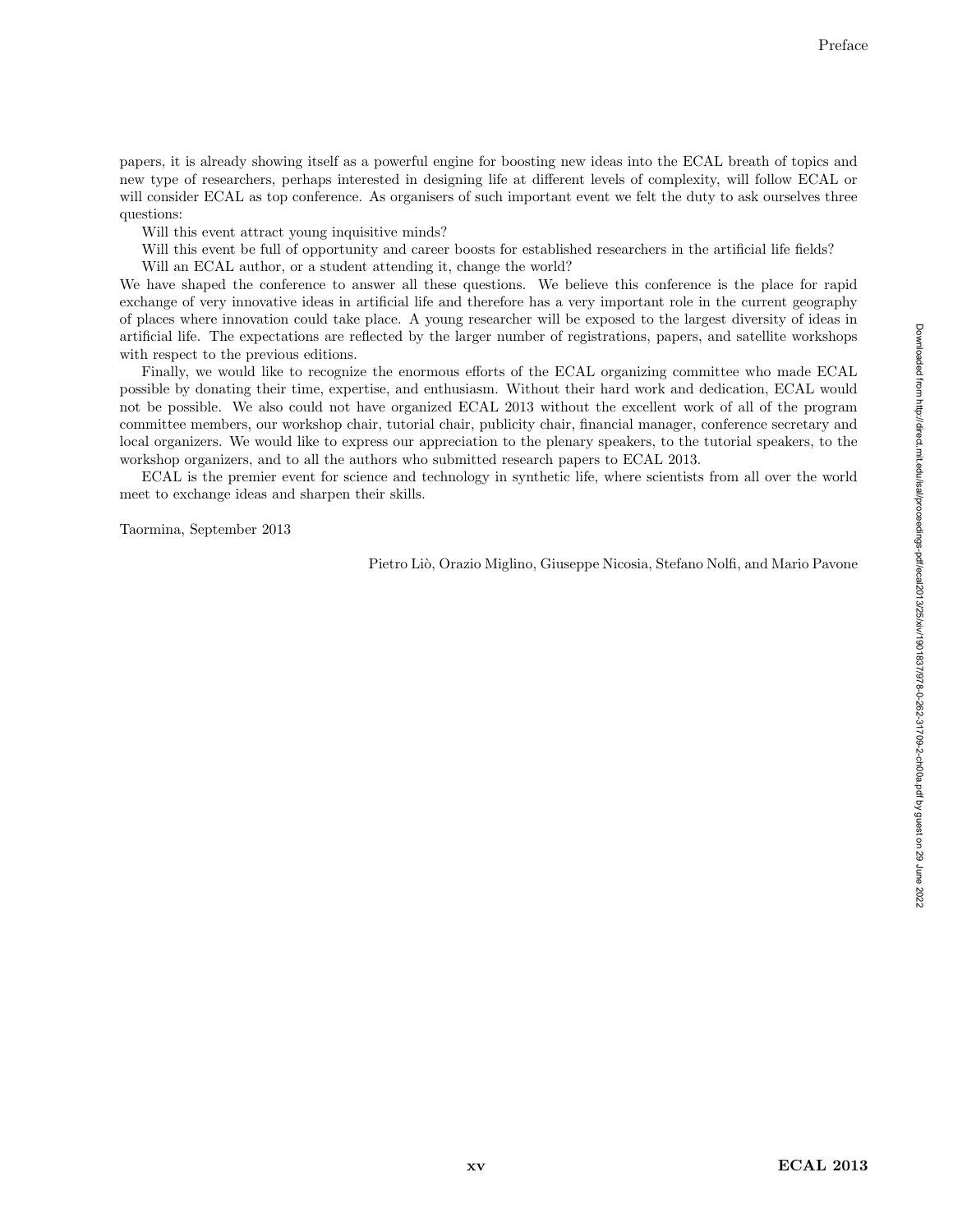papers, it is already showing itself as a powerful engine for boosting new ideas into the ECAL breath of topics and new type of researchers, perhaps interested in designing life at different levels of complexity, will follow ECAL or will consider ECAL as top conference. As organisers of such important event we felt the duty to ask ourselves three questions:

Will this event attract young inquisitive minds?

Will this event be full of opportunity and career boosts for established researchers in the artificial life fields?

Will an ECAL author, or a student attending it, change the world?

We have shaped the conference to answer all these questions. We believe this conference is the place for rapid exchange of very innovative ideas in artificial life and therefore has a very important role in the current geography of places where innovation could take place. A young researcher will be exposed to the largest diversity of ideas in artificial life. The expectations are reflected by the larger number of registrations, papers, and satellite workshops with respect to the previous editions.

Finally, we would like to recognize the enormous efforts of the ECAL organizing committee who made ECAL possible by donating their time, expertise, and enthusiasm. Without their hard work and dedication, ECAL would not be possible. We also could not have organized ECAL 2013 without the excellent work of all of the program committee members, our workshop chair, tutorial chair, publicity chair, financial manager, conference secretary and local organizers. We would like to express our appreciation to the plenary speakers, to the tutorial speakers, to the workshop organizers, and to all the authors who submitted research papers to ECAL 2013.

ECAL is the premier event for science and technology in synthetic life, where scientists from all over the world meet to exchange ideas and sharpen their skills.

Taormina, September 2013

Pietro Liò, Orazio Miglino, Giuseppe Nicosia, Stefano Nolfi, and Mario Pavone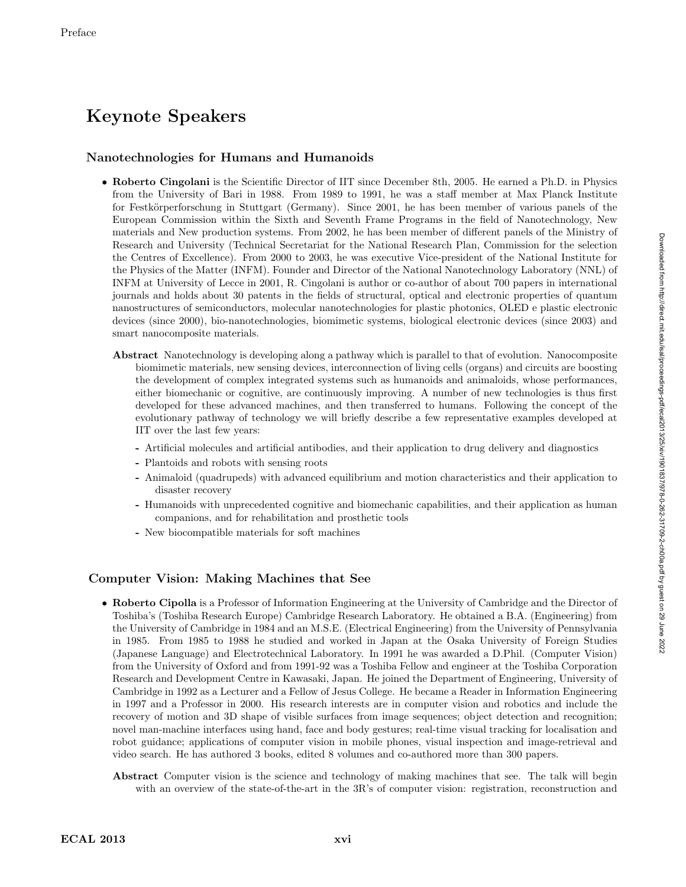# Keynote Speakers

## Nanotechnologies for Humans and Humanoids

- **Roberto Cingolani** is the Scientific Director of IIT since December 8th, 2005. He earned a Ph.D. in Physics from the University of Bari in 1988. From 1989 to 1991, he was a staff member at Max Planck Institute for Festkörperforschung in Stuttgart (Germany). Since 2001, he has been member of various panels of the European Commission within the Sixth and Seventh Frame Programs in the field of Nanotechnology, New materials and New production systems. From 2002, he has been member of different panels of the Ministry of Research and University (Technical Secretariat for the National Research Plan, Commission for the selection the Centres of Excellence). From 2000 to 2003, he was executive Vice-president of the National Institute for the Physics of the Matter (INFM). Founder and Director of the National Nanotechnology Laboratory (NNL) of INFM at University of Lecce in 2001, R. Cingolani is author or co-author of about 700 papers in international journals and holds about 30 patents in the fields of structural, optical and electronic properties of quantum nanostructures of semiconductors, molecular nanotechnologies for plastic photonics, OLED e plastic electronic devices (since 2000), bio-nanotechnologies, biomimetic systems, biological electronic devices (since 2003) and smart nanocomposite materials.

  **Abstract** Nanotechnology is developing along a pathway which is parallel to that of evolution. Nanocomposite biomimetic materials, new sensing devices, interconnection of living cells (organs) and circuits are boosting the development of complex integrated systems such as humanoids and animaloids, whose performances, either biomechanic or cognitive, are continuously improving. A number of new technologies is thus first developed for these advanced machines, and then transferred to humans. Following the concept of the evolutionary pathway of technology we will briefly describe a few representative examples developed at IIT over the last few years:

  - Artificial molecules and artificial antibodies, and their application to drug delivery and diagnostics
  - Plantoids and robots with sensing roots
  - Animaloid (quadrupeds) with advanced equilibrium and motion characteristics and their application to disaster recovery
  - Humanoids with unprecedented cognitive and biomechanic capabilities, and their application as human companions, and for rehabilitation and prosthetic tools
  - New biocompatible materials for soft machines

## Computer Vision: Making Machines that See

- **Roberto Cipolla** is a Professor of Information Engineering at the University of Cambridge and the Director of Toshiba's (Toshiba Research Europe) Cambridge Research Laboratory. He obtained a B.A. (Engineering) from the University of Cambridge in 1984 and an M.S.E. (Electrical Engineering) from the University of Pennsylvania in 1985. From 1985 to 1988 he studied and worked in Japan at the Osaka University of Foreign Studies (Japanese Language) and Electrotechnical Laboratory. In 1991 he was awarded a D.Phil. (Computer Vision) from the University of Oxford and from 1991-92 was a Toshiba Fellow and engineer at the Toshiba Corporation Research and Development Centre in Kawasaki, Japan. He joined the Department of Engineering, University of Cambridge in 1992 as a Lecturer and a Fellow of Jesus College. He became a Reader in Information Engineering in 1997 and a Professor in 2000. His research interests are in computer vision and robotics and include the recovery of motion and 3D shape of visible surfaces from image sequences; object detection and recognition; novel man-machine interfaces using hand, face and body gestures; real-time visual tracking for localisation and robot guidance; applications of computer vision in mobile phones, visual inspection and image-retrieval and video search. He has authored 3 books, edited 8 volumes and co-authored more than 300 papers.

  **Abstract** Computer vision is the science and technology of making machines that see. The talk will begin with an overview of the state-of-the-art in the 3R's of computer vision: registration, reconstruction and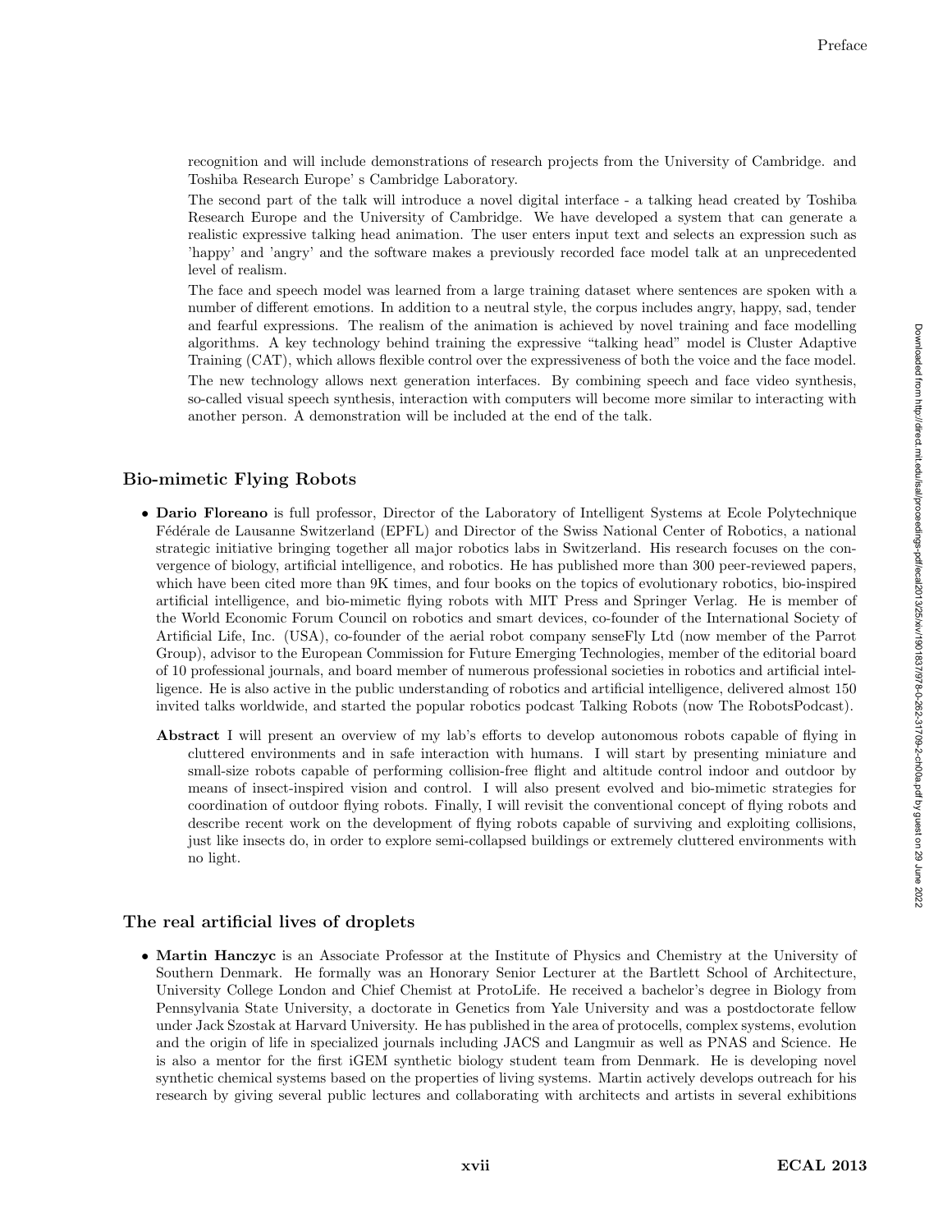recognition and will include demonstrations of research projects from the University of Cambridge. and Toshiba Research Europe' s Cambridge Laboratory.

The second part of the talk will introduce a novel digital interface - a talking head created by Toshiba Research Europe and the University of Cambridge. We have developed a system that can generate a realistic expressive talking head animation. The user enters input text and selects an expression such as 'happy' and 'angry' and the software makes a previously recorded face model talk at an unprecedented level of realism.

The face and speech model was learned from a large training dataset where sentences are spoken with a number of different emotions. In addition to a neutral style, the corpus includes angry, happy, sad, tender and fearful expressions. The realism of the animation is achieved by novel training and face modelling algorithms. A key technology behind training the expressive "talking head" model is Cluster Adaptive Training (CAT), which allows flexible control over the expressiveness of both the voice and the face model.

The new technology allows next generation interfaces. By combining speech and face video synthesis, so-called visual speech synthesis, interaction with computers will become more similar to interacting with another person. A demonstration will be included at the end of the talk.

## Bio-mimetic Flying Robots

- **Dario Floreano** is full professor, Director of the Laboratory of Intelligent Systems at Ecole Polytechnique Fédérale de Lausanne Switzerland (EPFL) and Director of the Swiss National Center of Robotics, a national strategic initiative bringing together all major robotics labs in Switzerland. His research focuses on the convergence of biology, artificial intelligence, and robotics. He has published more than 300 peer-reviewed papers, which have been cited more than 9K times, and four books on the topics of evolutionary robotics, bio-inspired artificial intelligence, and bio-mimetic flying robots with MIT Press and Springer Verlag. He is member of the World Economic Forum Council on robotics and smart devices, co-founder of the International Society of Artificial Life, Inc. (USA), co-founder of the aerial robot company senseFly Ltd (now member of the Parrot Group), advisor to the European Commission for Future Emerging Technologies, member of the editorial board of 10 professional journals, and board member of numerous professional societies in robotics and artificial intelligence. He is also active in the public understanding of robotics and artificial intelligence, delivered almost 150 invited talks worldwide, and started the popular robotics podcast Talking Robots (now The RobotsPodcast).

  **Abstract** I will present an overview of my lab's efforts to develop autonomous robots capable of flying in cluttered environments and in safe interaction with humans. I will start by presenting miniature and small-size robots capable of performing collision-free flight and altitude control indoor and outdoor by means of insect-inspired vision and control. I will also present evolved and bio-mimetic strategies for coordination of outdoor flying robots. Finally, I will revisit the conventional concept of flying robots and describe recent work on the development of flying robots capable of surviving and exploiting collisions, just like insects do, in order to explore semi-collapsed buildings or extremely cluttered environments with no light.

## The real artificial lives of droplets

- **Martin Hanczyc** is an Associate Professor at the Institute of Physics and Chemistry at the University of Southern Denmark. He formally was an Honorary Senior Lecturer at the Bartlett School of Architecture, University College London and Chief Chemist at ProtoLife. He received a bachelor's degree in Biology from Pennsylvania State University, a doctorate in Genetics from Yale University and was a postdoctorate fellow under Jack Szostak at Harvard University. He has published in the area of protocells, complex systems, evolution and the origin of life in specialized journals including JACS and Langmuir as well as PNAS and Science. He is also a mentor for the first iGEM synthetic biology student team from Denmark. He is developing novel synthetic chemical systems based on the properties of living systems. Martin actively develops outreach for his research by giving several public lectures and collaborating with architects and artists in several exhibitions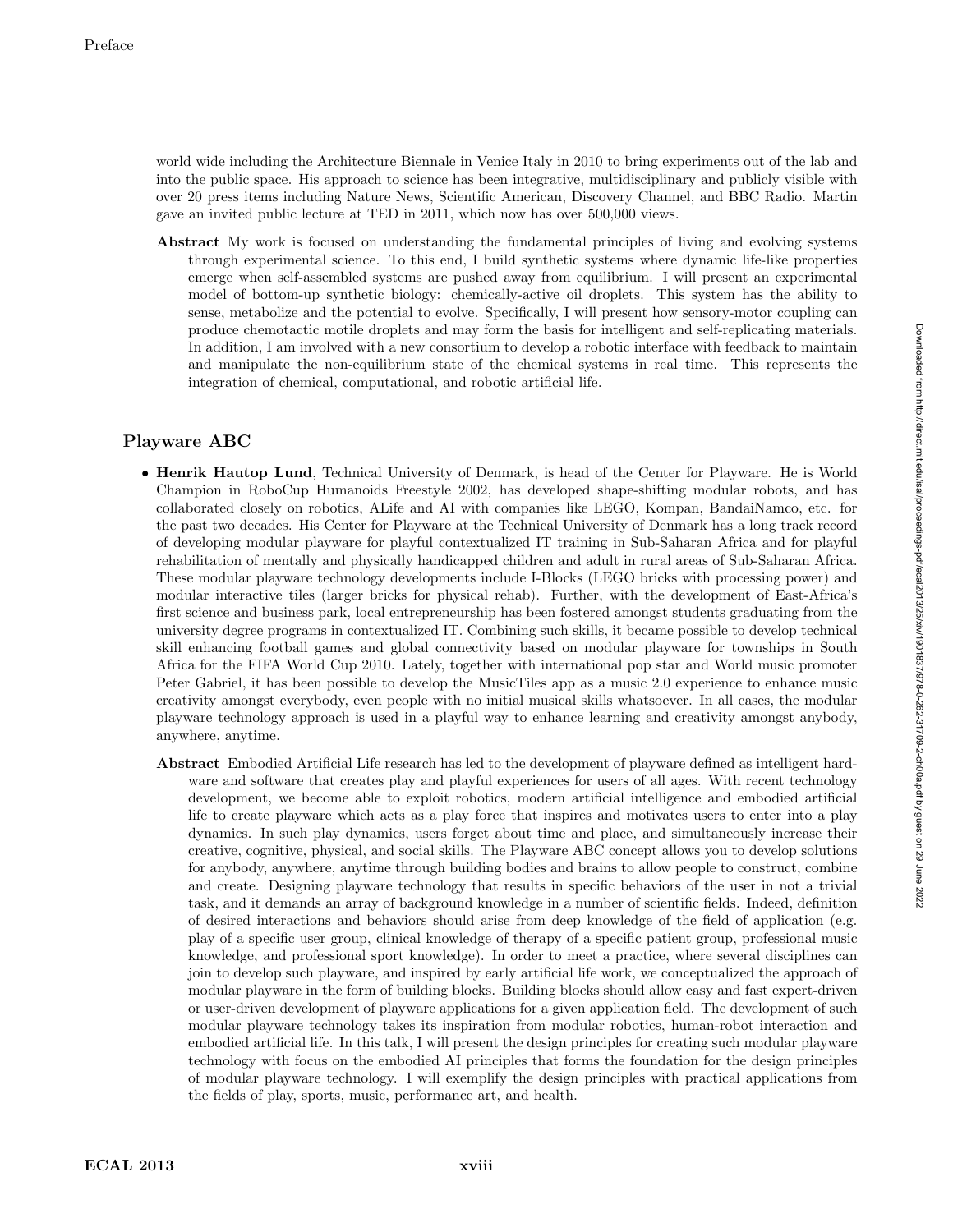world wide including the Architecture Biennale in Venice Italy in 2010 to bring experiments out of the lab and into the public space. His approach to science has been integrative, multidisciplinary and publicly visible with over 20 press items including Nature News, Scientific American, Discovery Channel, and BBC Radio. Martin gave an invited public lecture at TED in 2011, which now has over 500,000 views.

**Abstract** My work is focused on understanding the fundamental principles of living and evolving systems through experimental science. To this end, I build synthetic systems where dynamic life-like properties emerge when self-assembled systems are pushed away from equilibrium. I will present an experimental model of bottom-up synthetic biology: chemically-active oil droplets. This system has the ability to sense, metabolize and the potential to evolve. Specifically, I will present how sensory-motor coupling can produce chemotactic motile droplets and may form the basis for intelligent and self-replicating materials. In addition, I am involved with a new consortium to develop a robotic interface with feedback to maintain and manipulate the non-equilibrium state of the chemical systems in real time. This represents the integration of chemical, computational, and robotic artificial life.

## Playware ABC

- **Henrik Hautop Lund**, Technical University of Denmark, is head of the Center for Playware. He is World Champion in RoboCup Humanoids Freestyle 2002, has developed shape-shifting modular robots, and has collaborated closely on robotics, ALife and AI with companies like LEGO, Kompan, BandaiNamco, etc. for the past two decades. His Center for Playware at the Technical University of Denmark has a long track record of developing modular playware for playful contextualized IT training in Sub-Saharan Africa and for playful rehabilitation of mentally and physically handicapped children and adult in rural areas of Sub-Saharan Africa. These modular playware technology developments include I-Blocks (LEGO bricks with processing power) and modular interactive tiles (larger bricks for physical rehab). Further, with the development of East-Africa's first science and business park, local entrepreneurship has been fostered amongst students graduating from the university degree programs in contextualized IT. Combining such skills, it became possible to develop technical skill enhancing football games and global connectivity based on modular playware for townships in South Africa for the FIFA World Cup 2010. Lately, together with international pop star and World music promoter Peter Gabriel, it has been possible to develop the MusicTiles app as a music 2.0 experience to enhance music creativity amongst everybody, even people with no initial musical skills whatsoever. In all cases, the modular playware technology approach is used in a playful way to enhance learning and creativity amongst anybody, anywhere, anytime.

  **Abstract** Embodied Artificial Life research has led to the development of playware defined as intelligent hardware and software that creates play and playful experiences for users of all ages. With recent technology development, we become able to exploit robotics, modern artificial intelligence and embodied artificial life to create playware which acts as a play force that inspires and motivates users to enter into a play dynamics. In such play dynamics, users forget about time and place, and simultaneously increase their creative, cognitive, physical, and social skills. The Playware ABC concept allows you to develop solutions for anybody, anywhere, anytime through building bodies and brains to allow people to construct, combine and create. Designing playware technology that results in specific behaviors of the user in not a trivial task, and it demands an array of background knowledge in a number of scientific fields. Indeed, definition of desired interactions and behaviors should arise from deep knowledge of the field of application (e.g. play of a specific user group, clinical knowledge of therapy of a specific patient group, professional music knowledge, and professional sport knowledge). In order to meet a practice, where several disciplines can join to develop such playware, and inspired by early artificial life work, we conceptualized the approach of modular playware in the form of building blocks. Building blocks should allow easy and fast expert-driven or user-driven development of playware applications for a given application field. The development of such modular playware technology takes its inspiration from modular robotics, human-robot interaction and embodied artificial life. In this talk, I will present the design principles for creating such modular playware technology with focus on the embodied AI principles that forms the foundation for the design principles of modular playware technology. I will exemplify the design principles with practical applications from the fields of play, sports, music, performance art, and health.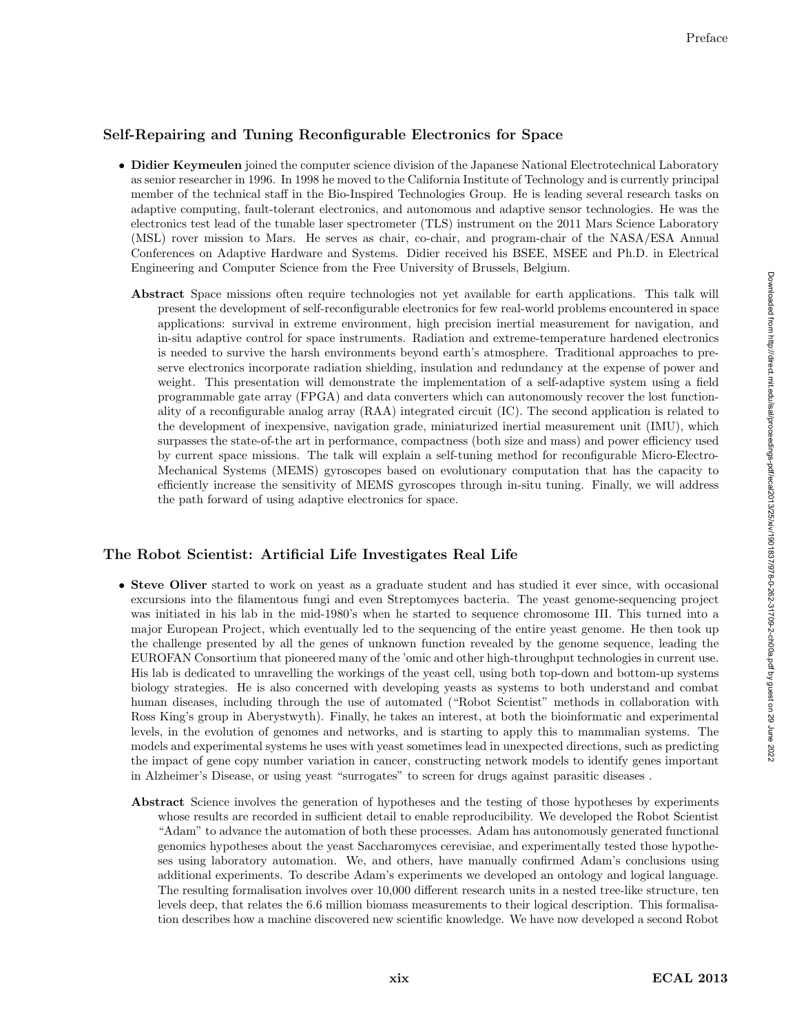### Self-Repairing and Tuning Reconfigurable Electronics for Space

- **Didier Keymeulen** joined the computer science division of the Japanese National Electrotechnical Laboratory as senior researcher in 1996. In 1998 he moved to the California Institute of Technology and is currently principal member of the technical staff in the Bio-Inspired Technologies Group. He is leading several research tasks on adaptive computing, fault-tolerant electronics, and autonomous and adaptive sensor technologies. He was the electronics test lead of the tunable laser spectrometer (TLS) instrument on the 2011 Mars Science Laboratory (MSL) rover mission to Mars. He serves as chair, co-chair, and program-chair of the NASA/ESA Annual Conferences on Adaptive Hardware and Systems. Didier received his BSEE, MSEE and Ph.D. in Electrical Engineering and Computer Science from the Free University of Brussels, Belgium.

  **Abstract** Space missions often require technologies not yet available for earth applications. This talk will present the development of self-reconfigurable electronics for few real-world problems encountered in space applications: survival in extreme environment, high precision inertial measurement for navigation, and in-situ adaptive control for space instruments. Radiation and extreme-temperature hardened electronics is needed to survive the harsh environments beyond earth's atmosphere. Traditional approaches to preserve electronics incorporate radiation shielding, insulation and redundancy at the expense of power and weight. This presentation will demonstrate the implementation of a self-adaptive system using a field programmable gate array (FPGA) and data converters which can autonomously recover the lost functionality of a reconfigurable analog array (RAA) integrated circuit (IC). The second application is related to the development of inexpensive, navigation grade, miniaturized inertial measurement unit (IMU), which surpasses the state-of-the art in performance, compactness (both size and mass) and power efficiency used by current space missions. The talk will explain a self-tuning method for reconfigurable Micro-Electro-Mechanical Systems (MEMS) gyroscopes based on evolutionary computation that has the capacity to efficiently increase the sensitivity of MEMS gyroscopes through in-situ tuning. Finally, we will address the path forward of using adaptive electronics for space.

### The Robot Scientist: Artificial Life Investigates Real Life

- **Steve Oliver** started to work on yeast as a graduate student and has studied it ever since, with occasional excursions into the filamentous fungi and even Streptomyces bacteria. The yeast genome-sequencing project was initiated in his lab in the mid-1980's when he started to sequence chromosome III. This turned into a major European Project, which eventually led to the sequencing of the entire yeast genome. He then took up the challenge presented by all the genes of unknown function revealed by the genome sequence, leading the EUROFAN Consortium that pioneered many of the 'omic and other high-throughput technologies in current use. His lab is dedicated to unravelling the workings of the yeast cell, using both top-down and bottom-up systems biology strategies. He is also concerned with developing yeasts as systems to both understand and combat human diseases, including through the use of automated ("Robot Scientist" methods in collaboration with Ross King's group in Aberystwyth). Finally, he takes an interest, at both the bioinformatic and experimental levels, in the evolution of genomes and networks, and is starting to apply this to mammalian systems. The models and experimental systems he uses with yeast sometimes lead in unexpected directions, such as predicting the impact of gene copy number variation in cancer, constructing network models to identify genes important in Alzheimer's Disease, or using yeast "surrogates" to screen for drugs against parasitic diseases .

  **Abstract** Science involves the generation of hypotheses and the testing of those hypotheses by experiments whose results are recorded in sufficient detail to enable reproducibility. We developed the Robot Scientist "Adam" to advance the automation of both these processes. Adam has autonomously generated functional genomics hypotheses about the yeast Saccharomyces cerevisiae, and experimentally tested those hypotheses using laboratory automation. We, and others, have manually confirmed Adam's conclusions using additional experiments. To describe Adam's experiments we developed an ontology and logical language. The resulting formalisation involves over 10,000 different research units in a nested tree-like structure, ten levels deep, that relates the 6.6 million biomass measurements to their logical description. This formalisation describes how a machine discovered new scientific knowledge. We have now developed a second Robot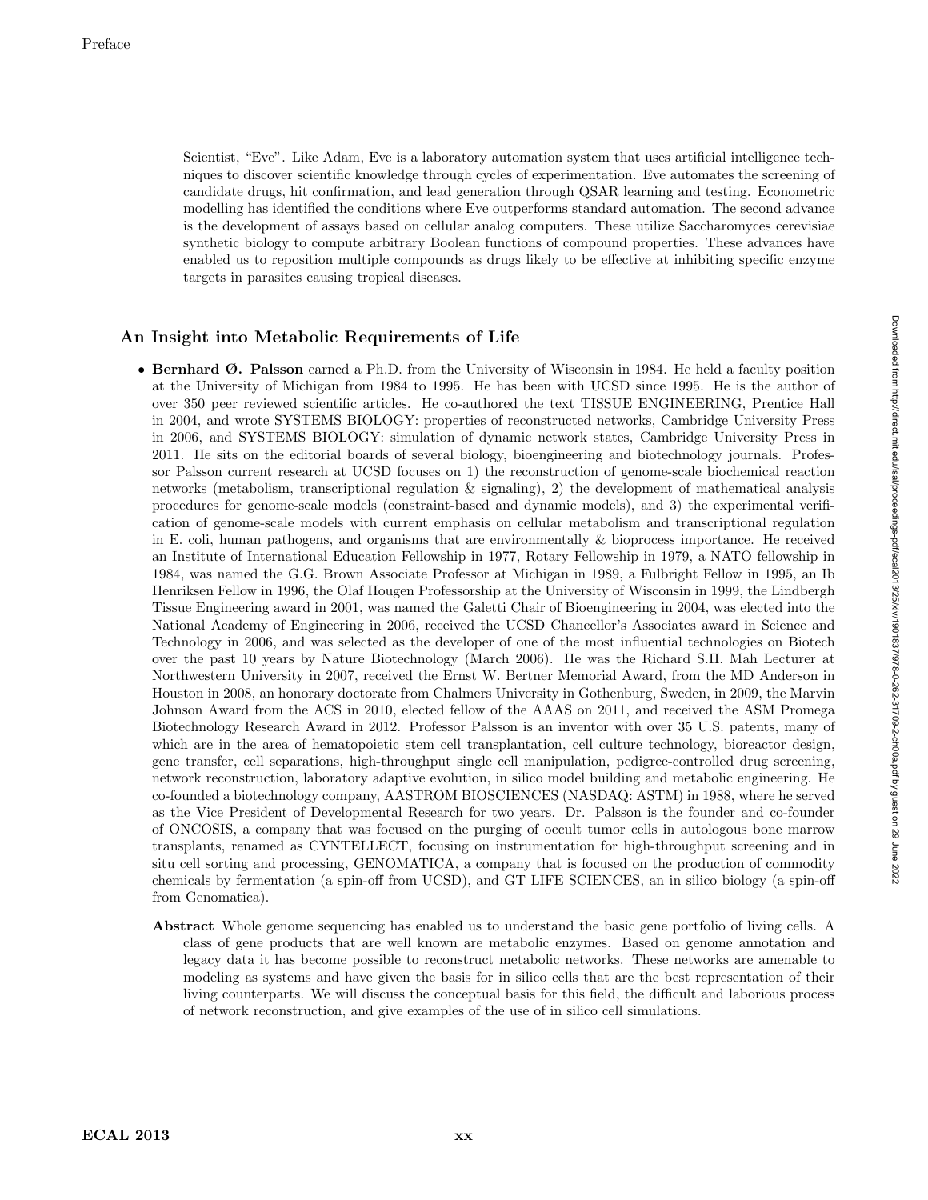Scientist, "Eve". Like Adam, Eve is a laboratory automation system that uses artificial intelligence techniques to discover scientific knowledge through cycles of experimentation. Eve automates the screening of candidate drugs, hit confirmation, and lead generation through QSAR learning and testing. Econometric modelling has identified the conditions where Eve outperforms standard automation. The second advance is the development of assays based on cellular analog computers. These utilize Saccharomyces cerevisiae synthetic biology to compute arbitrary Boolean functions of compound properties. These advances have enabled us to reposition multiple compounds as drugs likely to be effective at inhibiting specific enzyme targets in parasites causing tropical diseases.

## An Insight into Metabolic Requirements of Life

- **Bernhard Ø. Palsson** earned a Ph.D. from the University of Wisconsin in 1984. He held a faculty position at the University of Michigan from 1984 to 1995. He has been with UCSD since 1995. He is the author of over 350 peer reviewed scientific articles. He co-authored the text TISSUE ENGINEERING, Prentice Hall in 2004, and wrote SYSTEMS BIOLOGY: properties of reconstructed networks, Cambridge University Press in 2006, and SYSTEMS BIOLOGY: simulation of dynamic network states, Cambridge University Press in 2011. He sits on the editorial boards of several biology, bioengineering and biotechnology journals. Professor Palsson current research at UCSD focuses on 1) the reconstruction of genome-scale biochemical reaction networks (metabolism, transcriptional regulation & signaling), 2) the development of mathematical analysis procedures for genome-scale models (constraint-based and dynamic models), and 3) the experimental verification of genome-scale models with current emphasis on cellular metabolism and transcriptional regulation in E. coli, human pathogens, and organisms that are environmentally & bioprocess importance. He received an Institute of International Education Fellowship in 1977, Rotary Fellowship in 1979, a NATO fellowship in 1984, was named the G.G. Brown Associate Professor at Michigan in 1989, a Fulbright Fellow in 1995, an Ib Henriksen Fellow in 1996, the Olaf Hougen Professorship at the University of Wisconsin in 1999, the Lindbergh Tissue Engineering award in 2001, was named the Galetti Chair of Bioengineering in 2004, was elected into the National Academy of Engineering in 2006, received the UCSD Chancellor's Associates award in Science and Technology in 2006, and was selected as the developer of one of the most influential technologies on Biotech over the past 10 years by Nature Biotechnology (March 2006). He was the Richard S.H. Mah Lecturer at Northwestern University in 2007, received the Ernst W. Bertner Memorial Award, from the MD Anderson in Houston in 2008, an honorary doctorate from Chalmers University in Gothenburg, Sweden, in 2009, the Marvin Johnson Award from the ACS in 2010, elected fellow of the AAAS on 2011, and received the ASM Promega Biotechnology Research Award in 2012. Professor Palsson is an inventor with over 35 U.S. patents, many of which are in the area of hematopoietic stem cell transplantation, cell culture technology, bioreactor design, gene transfer, cell separations, high-throughput single cell manipulation, pedigree-controlled drug screening, network reconstruction, laboratory adaptive evolution, in silico model building and metabolic engineering. He co-founded a biotechnology company, AASTROM BIOSCIENCES (NASDAQ: ASTM) in 1988, where he served as the Vice President of Developmental Research for two years. Dr. Palsson is the founder and co-founder of ONCOSIS, a company that was focused on the purging of occult tumor cells in autologous bone marrow transplants, renamed as CYNTELLECT, focusing on instrumentation for high-throughput screening and in situ cell sorting and processing, GENOMATICA, a company that is focused on the production of commodity chemicals by fermentation (a spin-off from UCSD), and GT LIFE SCIENCES, an in silico biology (a spin-off from Genomatica).

  **Abstract** Whole genome sequencing has enabled us to understand the basic gene portfolio of living cells. A class of gene products that are well known are metabolic enzymes. Based on genome annotation and legacy data it has become possible to reconstruct metabolic networks. These networks are amenable to modeling as systems and have given the basis for in silico cells that are the best representation of their living counterparts. We will discuss the conceptual basis for this field, the difficult and laborious process of network reconstruction, and give examples of the use of in silico cell simulations.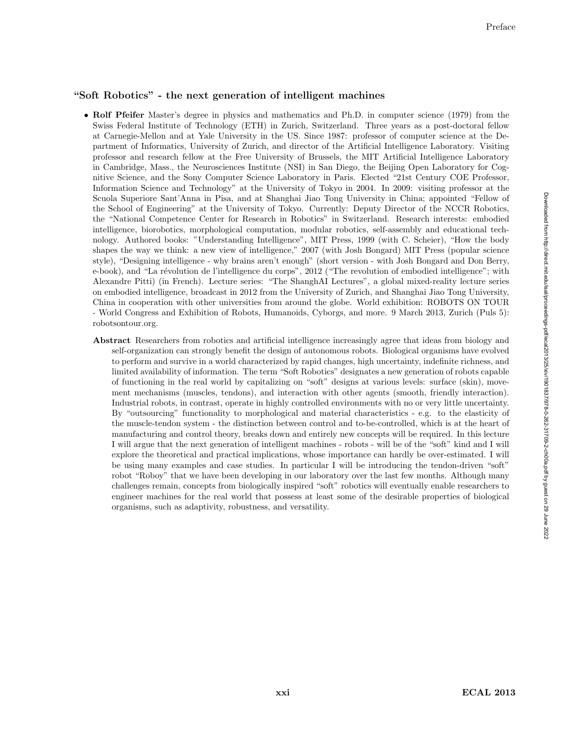## "Soft Robotics" - the next generation of intelligent machines

- **Rolf Pfeifer** Master's degree in physics and mathematics and Ph.D. in computer science (1979) from the Swiss Federal Institute of Technology (ETH) in Zurich, Switzerland. Three years as a post-doctoral fellow at Carnegie-Mellon and at Yale University in the US. Since 1987: professor of computer science at the Department of Informatics, University of Zurich, and director of the Artificial Intelligence Laboratory. Visiting professor and research fellow at the Free University of Brussels, the MIT Artificial Intelligence Laboratory in Cambridge, Mass., the Neurosciences Institute (NSI) in San Diego, the Beijing Open Laboratory for Cognitive Science, and the Sony Computer Science Laboratory in Paris. Elected "21st Century COE Professor, Information Science and Technology" at the University of Tokyo in 2004. In 2009: visiting professor at the Scuola Superiore Sant'Anna in Pisa, and at Shanghai Jiao Tong University in China; appointed "Fellow of the School of Engineering" at the University of Tokyo. Currently: Deputy Director of the NCCR Robotics, the "National Competence Center for Research in Robotics" in Switzerland. Research interests: embodied intelligence, biorobotics, morphological computation, modular robotics, self-assembly and educational technology. Authored books: "Understanding Intelligence", MIT Press, 1999 (with C. Scheier), "How the body shapes the way we think: a new view of intelligence," 2007 (with Josh Bongard) MIT Press (popular science style), "Designing intelligence - why brains aren't enough" (short version - with Josh Bongard and Don Berry, e-book), and "La révolution de l'intelligence du corps", 2012 ("The revolution of embodied intelligence"; with Alexandre Pitti) (in French). Lecture series: "The ShanghAI Lectures", a global mixed-reality lecture series on embodied intelligence, broadcast in 2012 from the University of Zurich, and Shanghai Jiao Tong University, China in cooperation with other universities from around the globe. World exhibition: ROBOTS ON TOUR - World Congress and Exhibition of Robots, Humanoids, Cyborgs, and more. 9 March 2013, Zurich (Puls 5): robotsontour.org.

  **Abstract** Researchers from robotics and artificial intelligence increasingly agree that ideas from biology and self-organization can strongly benefit the design of autonomous robots. Biological organisms have evolved to perform and survive in a world characterized by rapid changes, high uncertainty, indefinite richness, and limited availability of information. The term "Soft Robotics" designates a new generation of robots capable of functioning in the real world by capitalizing on "soft" designs at various levels: surface (skin), movement mechanisms (muscles, tendons), and interaction with other agents (smooth, friendly interaction). Industrial robots, in contrast, operate in highly controlled environments with no or very little uncertainty. By "outsourcing" functionality to morphological and material characteristics - e.g. to the elasticity of the muscle-tendon system - the distinction between control and to-be-controlled, which is at the heart of manufacturing and control theory, breaks down and entirely new concepts will be required. In this lecture I will argue that the next generation of intelligent machines - robots - will be of the "soft" kind and I will explore the theoretical and practical implications, whose importance can hardly be over-estimated. I will be using many examples and case studies. In particular I will be introducing the tendon-driven "soft" robot "Roboy" that we have been developing in our laboratory over the last few months. Although many challenges remain, concepts from biologically inspired "soft" robotics will eventually enable researchers to engineer machines for the real world that possess at least some of the desirable properties of biological organisms, such as adaptivity, robustness, and versatility.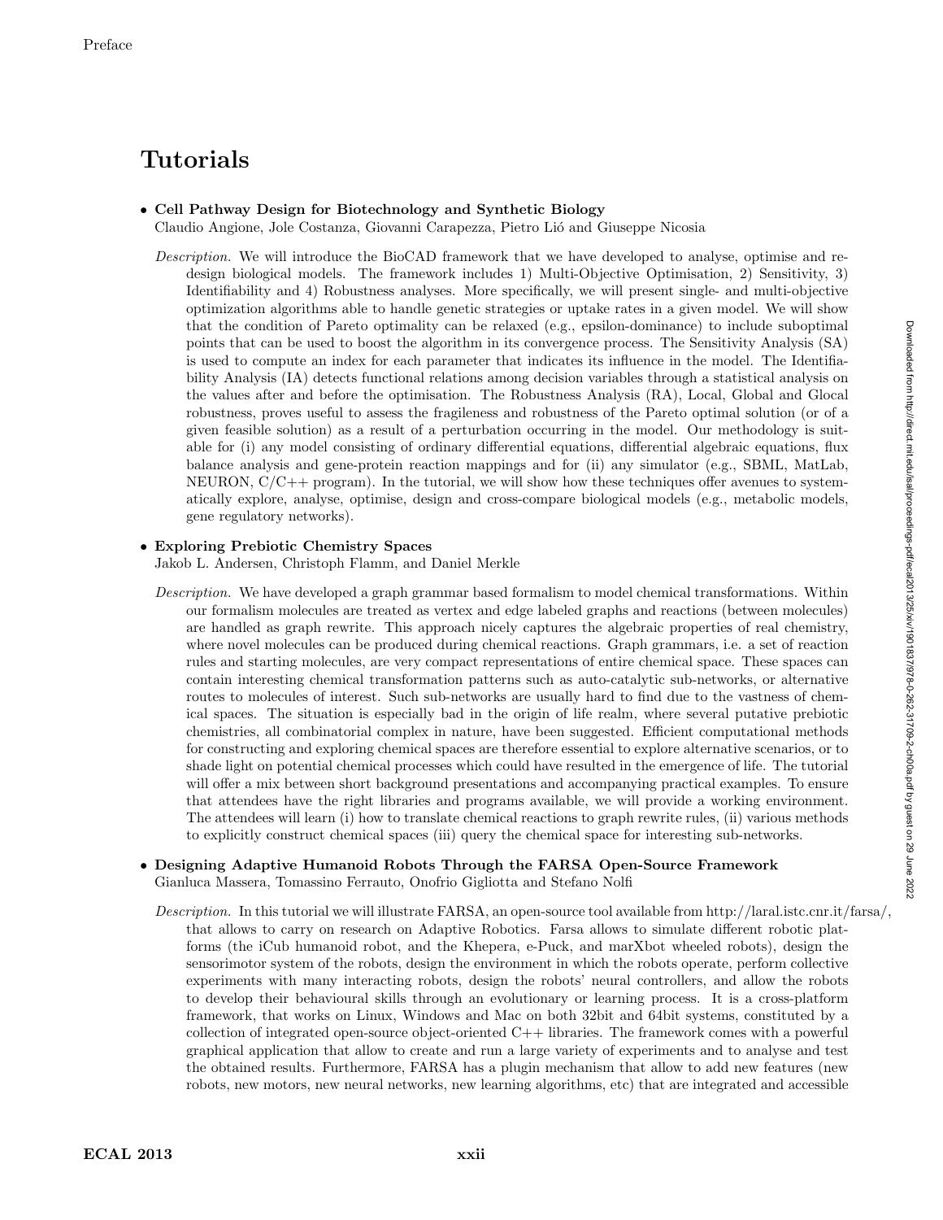# Tutorials

- **Cell Pathway Design for Biotechnology and Synthetic Biology**
  Claudio Angione, Jole Costanza, Giovanni Carapezza, Pietro Lió and Giuseppe Nicosia

  *Description.* We will introduce the BioCAD framework that we have developed to analyse, optimise and redesign biological models. The framework includes 1) Multi-Objective Optimisation, 2) Sensitivity, 3) Identifiability and 4) Robustness analyses. More specifically, we will present single- and multi-objective optimization algorithms able to handle genetic strategies or uptake rates in a given model. We will show that the condition of Pareto optimality can be relaxed (e.g., epsilon-dominance) to include suboptimal points that can be used to boost the algorithm in its convergence process. The Sensitivity Analysis (SA) is used to compute an index for each parameter that indicates its influence in the model. The Identifiability Analysis (IA) detects functional relations among decision variables through a statistical analysis on the values after and before the optimisation. The Robustness Analysis (RA), Local, Global and Glocal robustness, proves useful to assess the fragileness and robustness of the Pareto optimal solution (or of a given feasible solution) as a result of a perturbation occurring in the model. Our methodology is suitable for (i) any model consisting of ordinary differential equations, differential algebraic equations, flux balance analysis and gene-protein reaction mappings and for (ii) any simulator (e.g., SBML, MatLab, NEURON, C/C++ program). In the tutorial, we will show how these techniques offer avenues to systematically explore, analyse, optimise, design and cross-compare biological models (e.g., metabolic models, gene regulatory networks).

- **Exploring Prebiotic Chemistry Spaces**
  Jakob L. Andersen, Christoph Flamm, and Daniel Merkle

  *Description.* We have developed a graph grammar based formalism to model chemical transformations. Within our formalism molecules are treated as vertex and edge labeled graphs and reactions (between molecules) are handled as graph rewrite. This approach nicely captures the algebraic properties of real chemistry, where novel molecules can be produced during chemical reactions. Graph grammars, i.e. a set of reaction rules and starting molecules, are very compact representations of entire chemical space. These spaces can contain interesting chemical transformation patterns such as auto-catalytic sub-networks, or alternative routes to molecules of interest. Such sub-networks are usually hard to find due to the vastness of chemical spaces. The situation is especially bad in the origin of life realm, where several putative prebiotic chemistries, all combinatorial complex in nature, have been suggested. Efficient computational methods for constructing and exploring chemical spaces are therefore essential to explore alternative scenarios, or to shade light on potential chemical processes which could have resulted in the emergence of life. The tutorial will offer a mix between short background presentations and accompanying practical examples. To ensure that attendees have the right libraries and programs available, we will provide a working environment. The attendees will learn (i) how to translate chemical reactions to graph rewrite rules, (ii) various methods to explicitly construct chemical spaces (iii) query the chemical space for interesting sub-networks.

- **Designing Adaptive Humanoid Robots Through the FARSA Open-Source Framework**
  Gianluca Massera, Tomassino Ferrauto, Onofrio Gigliotta and Stefano Nolfi

  *Description.* In this tutorial we will illustrate FARSA, an open-source tool available from http://laral.istc.cnr.it/farsa/, that allows to carry on research on Adaptive Robotics. Farsa allows to simulate different robotic platforms (the iCub humanoid robot, and the Khepera, e-Puck, and marXbot wheeled robots), design the sensorimotor system of the robots, design the environment in which the robots operate, perform collective experiments with many interacting robots, design the robots' neural controllers, and allow the robots to develop their behavioural skills through an evolutionary or learning process. It is a cross-platform framework, that works on Linux, Windows and Mac on both 32bit and 64bit systems, constituted by a collection of integrated open-source object-oriented C++ libraries. The framework comes with a powerful graphical application that allow to create and run a large variety of experiments and to analyse and test the obtained results. Furthermore, FARSA has a plugin mechanism that allow to add new features (new robots, new motors, new neural networks, new learning algorithms, etc) that are integrated and accessible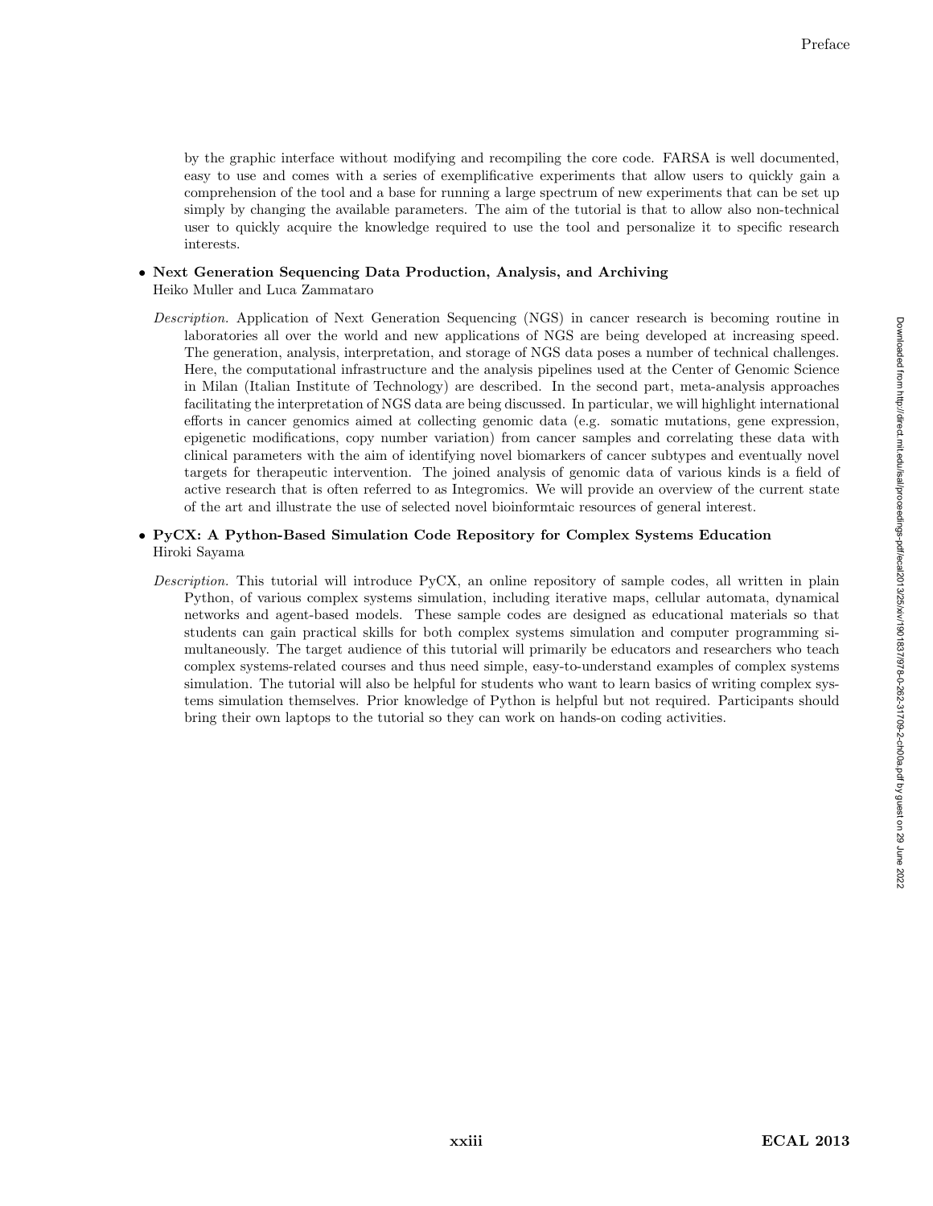by the graphic interface without modifying and recompiling the core code. FARSA is well documented, easy to use and comes with a series of exemplificative experiments that allow users to quickly gain a comprehension of the tool and a base for running a large spectrum of new experiments that can be set up simply by changing the available parameters. The aim of the tutorial is that to allow also non-technical user to quickly acquire the knowledge required to use the tool and personalize it to specific research interests.

- **Next Generation Sequencing Data Production, Analysis, and Archiving**
  Heiko Muller and Luca Zammataro

  *Description.* Application of Next Generation Sequencing (NGS) in cancer research is becoming routine in laboratories all over the world and new applications of NGS are being developed at increasing speed. The generation, analysis, interpretation, and storage of NGS data poses a number of technical challenges. Here, the computational infrastructure and the analysis pipelines used at the Center of Genomic Science in Milan (Italian Institute of Technology) are described. In the second part, meta-analysis approaches facilitating the interpretation of NGS data are being discussed. In particular, we will highlight international efforts in cancer genomics aimed at collecting genomic data (e.g. somatic mutations, gene expression, epigenetic modifications, copy number variation) from cancer samples and correlating these data with clinical parameters with the aim of identifying novel biomarkers of cancer subtypes and eventually novel targets for therapeutic intervention. The joined analysis of genomic data of various kinds is a field of active research that is often referred to as Integromics. We will provide an overview of the current state of the art and illustrate the use of selected novel bioinformtaic resources of general interest.

- **PyCX: A Python-Based Simulation Code Repository for Complex Systems Education**
  Hiroki Sayama

  *Description.* This tutorial will introduce PyCX, an online repository of sample codes, all written in plain Python, of various complex systems simulation, including iterative maps, cellular automata, dynamical networks and agent-based models. These sample codes are designed as educational materials so that students can gain practical skills for both complex systems simulation and computer programming simultaneously. The target audience of this tutorial will primarily be educators and researchers who teach complex systems-related courses and thus need simple, easy-to-understand examples of complex systems simulation. The tutorial will also be helpful for students who want to learn basics of writing complex systems simulation themselves. Prior knowledge of Python is helpful but not required. Participants should bring their own laptops to the tutorial so they can work on hands-on coding activities.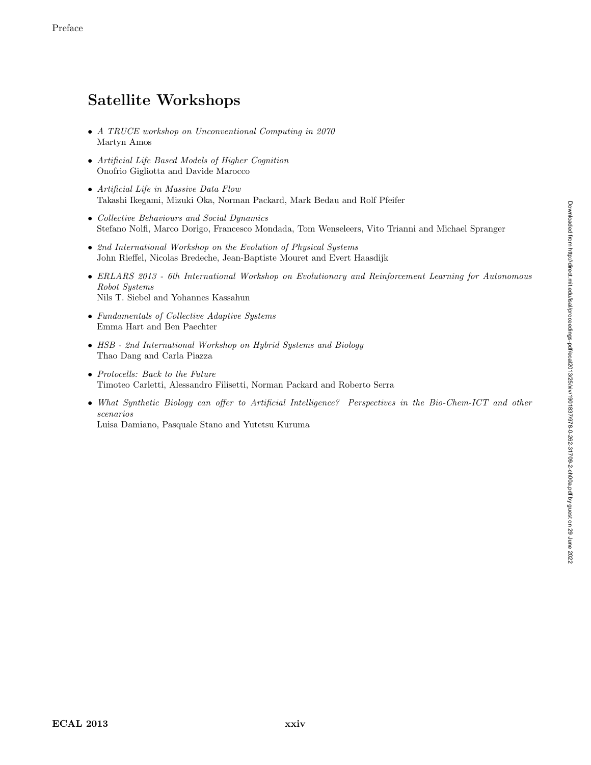## Satellite Workshops

- *A TRUCE workshop on Unconventional Computing in 2070*
  Martyn Amos
- *Artificial Life Based Models of Higher Cognition*
  Onofrio Gigliotta and Davide Marocco
- *Artificial Life in Massive Data Flow*
  Takashi Ikegami, Mizuki Oka, Norman Packard, Mark Bedau and Rolf Pfeifer
- *Collective Behaviours and Social Dynamics*
  Stefano Nolfi, Marco Dorigo, Francesco Mondada, Tom Wenseleers, Vito Trianni and Michael Spranger
- *2nd International Workshop on the Evolution of Physical Systems*
  John Rieffel, Nicolas Bredeche, Jean-Baptiste Mouret and Evert Haasdijk
- *ERLARS 2013 - 6th International Workshop on Evolutionary and Reinforcement Learning for Autonomous Robot Systems*
  Nils T. Siebel and Yohannes Kassahun
- *Fundamentals of Collective Adaptive Systems*
  Emma Hart and Ben Paechter
- *HSB - 2nd International Workshop on Hybrid Systems and Biology*
  Thao Dang and Carla Piazza
- *Protocells: Back to the Future*
  Timoteo Carletti, Alessandro Filisetti, Norman Packard and Roberto Serra
- *What Synthetic Biology can offer to Artificial Intelligence? Perspectives in the Bio-Chem-ICT and other scenarios*
  Luisa Damiano, Pasquale Stano and Yutetsu Kuruma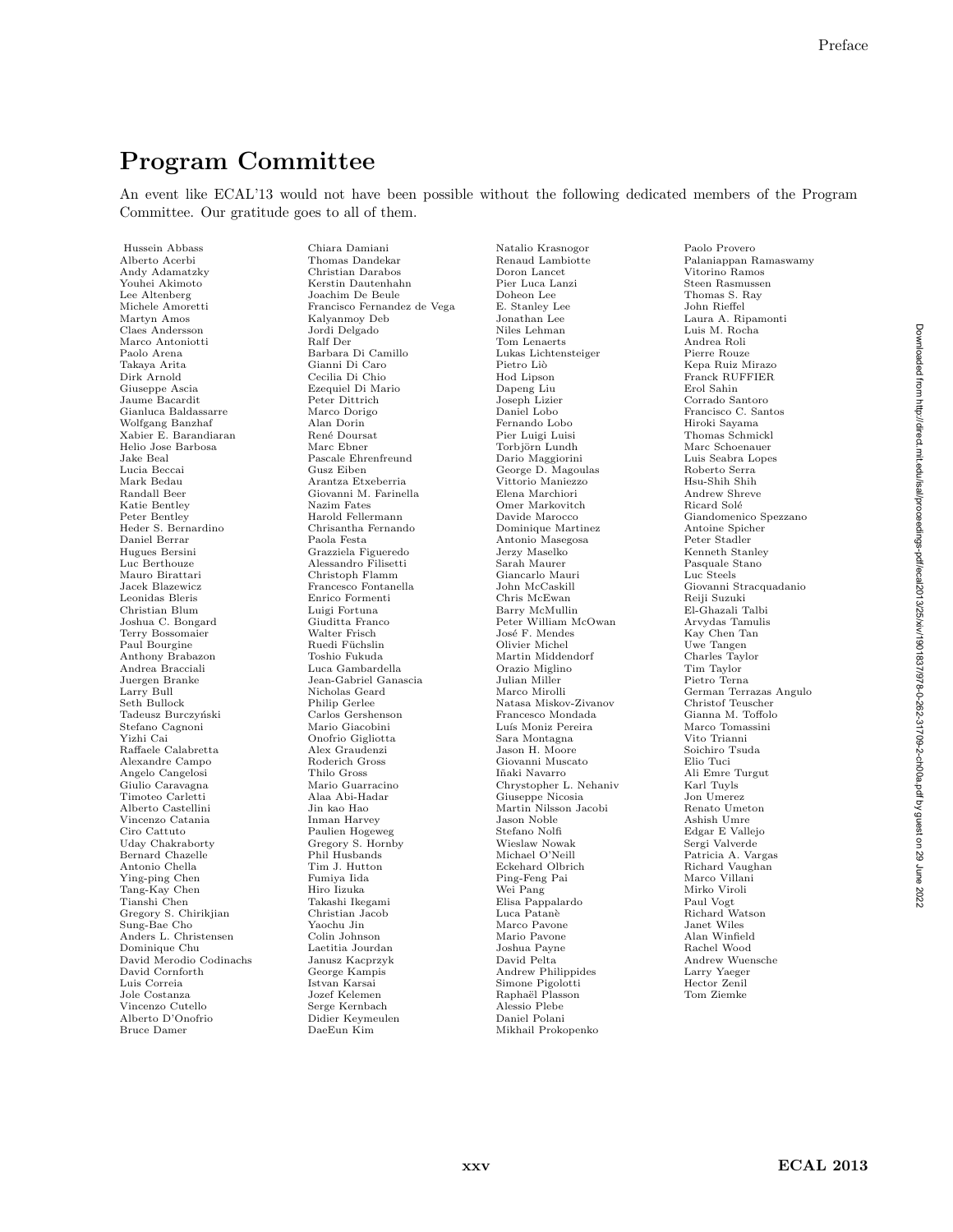## Program Committee

An event like ECAL'13 would not have been possible without the following dedicated members of the Program Committee. Our gratitude goes to all of them.

Hussein Abbass
Alberto Acerbi
Andy Adamatzky
Youhei Akimoto
Lee Altenberg
Michele Amoretti
Martyn Amos
Claes Andersson
Marco Antoniotti
Paolo Arena
Takaya Arita
Dirk Arnold
Giuseppe Ascia
Jaume Bacardit
Gianluca Baldassarre
Wolfgang Banzhaf
Xabier E. Barandiaran
Helio Jose Barbosa
Jake Beal
Lucia Beccai
Mark Bedau
Randall Beer
Katie Bentley
Peter Bentley
Heder S. Bernardino
Daniel Berrar
Hugues Bersini
Luc Berthouze
Mauro Birattari
Jacek Blazewicz
Leonidas Bleris
Christian Blum
Joshua C. Bongard
Terry Bossomaier
Paul Bourgine
Anthony Brabazon
Andrea Bracciali
Juergen Branke
Larry Bull
Seth Bullock
Tadeusz Burczyński
Stefano Cagnoni
Yizhi Cai
Raffaele Calabretta
Alexandre Campo
Angelo Cangelosi
Giulio Caravagna
Timoteo Carletti
Alberto Castellini
Vincenzo Catania
Ciro Cattuto
Uday Chakraborty
Bernard Chazelle
Antonio Chella
Ying-ping Chen
Tang-Kay Chen
Tianshi Chen
Gregory S. Chirikjian
Sung-Bae Cho
Anders L. Christensen
Dominique Chu
David Merodio Codinachs
David Cornforth
Luis Correia
Jole Costanza
Vincenzo Cutello
Alberto D'Onofrio
Bruce Damer
Chiara Damiani
Thomas Dandekar
Christian Darabos
Kerstin Dautenhahn
Joachim De Beule
Francisco Fernandez de Vega
Kalyanmoy Deb
Jordi Delgado
Ralf Der
Barbara Di Camillo
Gianni Di Caro
Cecilia Di Chio
Ezequiel Di Mario
Peter Dittrich
Marco Dorigo
Alan Dorin
René Doursat
Marc Ebner
Pascale Ehrenfreund
Gusz Eiben
Arantza Etxeberria
Giovanni M. Farinella
Nazim Fates
Harold Fellermann
Chrisantha Fernando
Paola Festa
Grazziela Figueredo
Alessandro Filisetti
Christoph Flamm
Francesco Fontanella
Enrico Formenti
Luigi Fortuna
Giuditta Franco
Walter Frisch
Ruedi Füchslin
Toshio Fukuda
Luca Gambardella
Jean-Gabriel Ganascia
Nicholas Geard
Philip Gerlee
Carlos Gershenson
Mario Giacobini
Onofrio Gigliotta
Alex Graudenzi
Roderich Gross
Thilo Gross
Mario Guarracino
Alaa Abi-Hadar
Jin kao Hao
Inman Harvey
Paulien Hogeweg
Gregory S. Hornby
Phil Husbands
Tim J. Hutton
Fumiya Iida
Hiro Iizuka
Takashi Ikegami
Christian Jacob
Yaochu Jin
Colin Johnson
Laetitia Jourdan
Janusz Kacprzyk
George Kampis
Istvan Karsai
Jozef Kelemen
Serge Kernbach
Didier Keymeulen
DaeEun Kim
Natalio Krasnogor
Renaud Lambiotte
Doron Lancet
Pier Luca Lanzi
Doheon Lee
E. Stanley Lee
Jonathan Lee
Niles Lehman
Tom Lenaerts
Lukas Lichtensteiger
Pietro Liò
Hod Lipson
Dapeng Liu
Joseph Lizier
Daniel Lobo
Fernando Lobo
Pier Luigi Luisi
Torbjörn Lundh
Dario Maggiorini
George D. Magoulas
Vittorio Maniezzo
Elena Marchiori
Omer Markovitch
Davide Marocco
Dominique Martinez
Antonio Masegosa
Jerzy Maselko
Sarah Maurer
Giancarlo Mauri
John McCaskill
Chris McEwan
Barry McMullin
Peter William McOwan
José F. Mendes
Olivier Michel
Martin Middendorf
Orazio Miglino
Julian Miller
Marco Mirolli
Natasa Miskov-Zivanov
Francesco Mondada
Luís Moniz Pereira
Sara Montagna
Jason H. Moore
Giovanni Muscato
Iñaki Navarro
Chrystopher L. Nehaniv
Giuseppe Nicosia
Martin Nilsson Jacobi
Jason Noble
Stefano Nolfi
Wieslaw Nowak
Michael O'Neill
Eckehard Olbrich
Ping-Feng Pai
Wei Pang
Elisa Pappalardo
Luca Patanè
Marco Pavone
Mario Pavone
Joshua Payne
David Pelta
Andrew Philippides
Simone Pigolotti
Raphaël Plasson
Alessio Plebe
Daniel Polani
Mikhail Prokopenko
Paolo Provero
Palaniappan Ramaswamy
Vitorino Ramos
Steen Rasmussen
Thomas S. Ray
John Rieffel
Laura A. Ripamonti
Luis M. Rocha
Andrea Roli
Pierre Rouze
Kepa Ruiz Mirazo
Franck RUFFIER
Erol Sahin
Corrado Santoro
Francisco C. Santos
Hiroki Sayama
Thomas Schmickl
Marc Schoenauer
Luis Seabra Lopes
Roberto Serra
Hsu-Shih Shih
Andrew Shreve
Ricard Solé
Giandomenico Spezzano
Antoine Spicher
Peter Stadler
Kenneth Stanley
Pasquale Stano
Luc Steels
Giovanni Stracquadanio
Reiji Suzuki
El-Ghazali Talbi
Arvydas Tamulis
Kay Chen Tan
Uwe Tangen
Charles Taylor
Tim Taylor
Pietro Terna
German Terrazas Angulo
Christof Teuscher
Gianna M. Toffolo
Marco Tomassini
Vito Trianni
Soichiro Tsuda
Elio Tuci
Ali Emre Turgut
Karl Tuyls
Jon Umerez
Renato Umeton
Ashish Umre
Edgar E Vallejo
Sergi Valverde
Patricia A. Vargas
Richard Vaughan
Marco Villani
Mirko Viroli
Paul Vogt
Richard Watson
Janet Wiles
Alan Winfield
Rachel Wood
Andrew Wuensche
Larry Yaeger
Hector Zenil
Tom Ziemke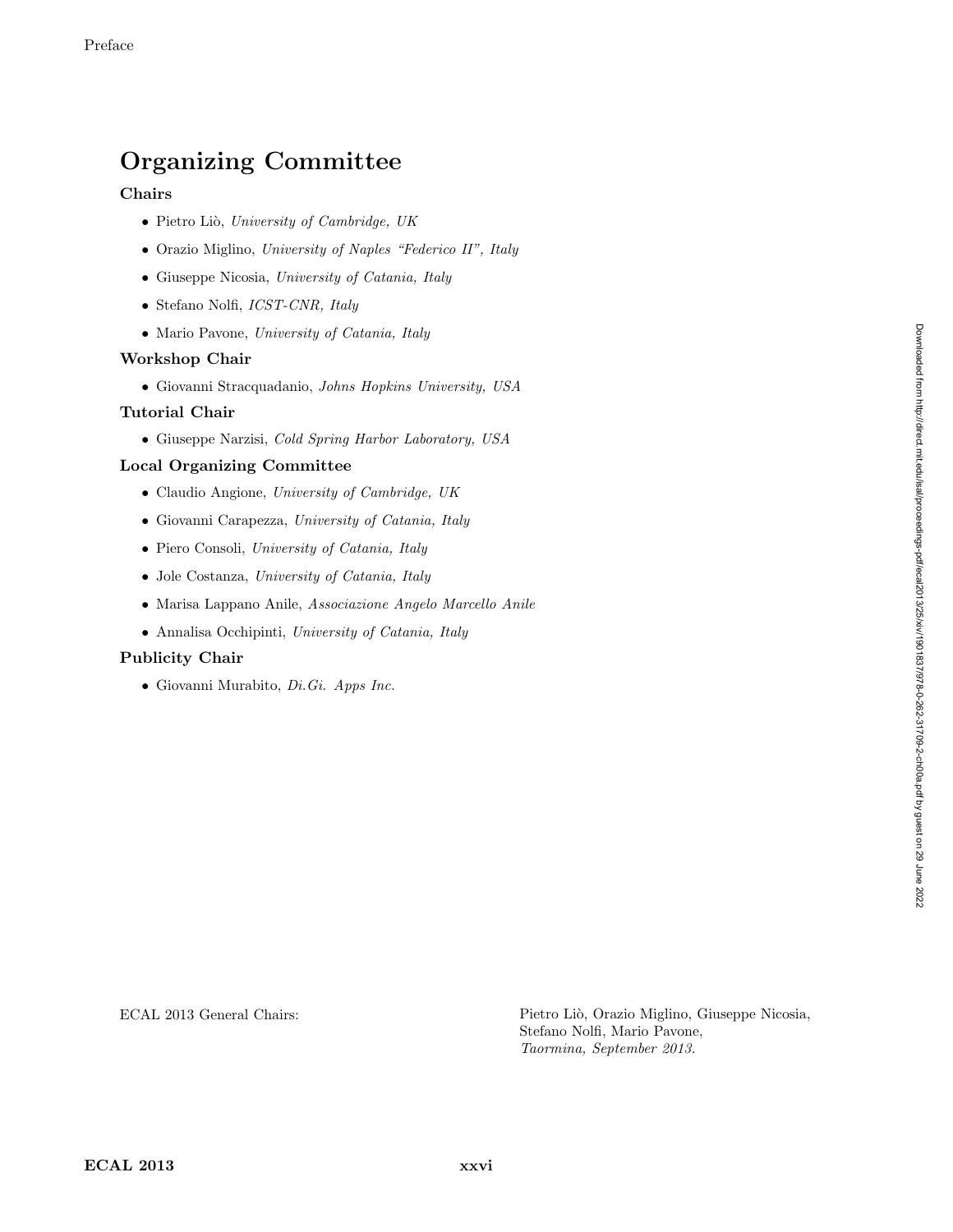# Organizing Committee

### Chairs

- Pietro Liò, *University of Cambridge, UK*
- Orazio Miglino, *University of Naples "Federico II", Italy*
- Giuseppe Nicosia, *University of Catania, Italy*
- Stefano Nolfi, *ICST-CNR, Italy*
- Mario Pavone, *University of Catania, Italy*

### Workshop Chair

- Giovanni Stracquadanio, *Johns Hopkins University, USA*

### Tutorial Chair

- Giuseppe Narzisi, *Cold Spring Harbor Laboratory, USA*

### Local Organizing Committee

- Claudio Angione, *University of Cambridge, UK*
- Giovanni Carapezza, *University of Catania, Italy*
- Piero Consoli, *University of Catania, Italy*
- Jole Costanza, *University of Catania, Italy*
- Marisa Lappano Anile, *Associazione Angelo Marcello Anile*
- Annalisa Occhipinti, *University of Catania, Italy*

### Publicity Chair

- Giovanni Murabito, *Di.Gi. Apps Inc.*

ECAL 2013 General Chairs:

Pietro Liò, Orazio Miglino, Giuseppe Nicosia,
Stefano Nolfi, Mario Pavone,
*Taormina, September 2013.*